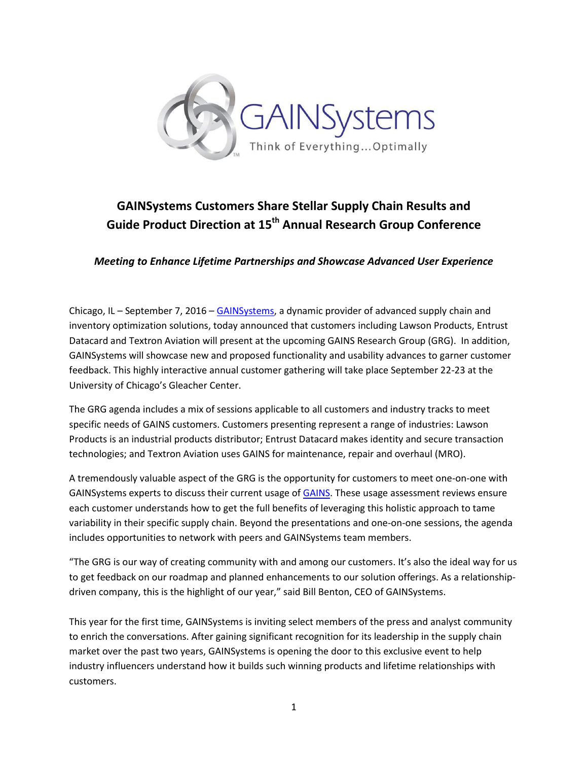# GAINSystems Customers Share Stellar Supply Chain Results and Guide Product Direction at 15th Annual Research Group Conference

***Meeting to Enhance Lifetime Partnerships and Showcase Advanced User Experience***

Chicago, IL – September 7, 2016 – GAINSystems, a dynamic provider of advanced supply chain and inventory optimization solutions, today announced that customers including Lawson Products, Entrust Datacard and Textron Aviation will present at the upcoming GAINS Research Group (GRG). In addition, GAINSystems will showcase new and proposed functionality and usability advances to garner customer feedback. This highly interactive annual customer gathering will take place September 22-23 at the University of Chicago's Gleacher Center.

The GRG agenda includes a mix of sessions applicable to all customers and industry tracks to meet specific needs of GAINS customers. Customers presenting represent a range of industries: Lawson Products is an industrial products distributor; Entrust Datacard makes identity and secure transaction technologies; and Textron Aviation uses GAINS for maintenance, repair and overhaul (MRO).

A tremendously valuable aspect of the GRG is the opportunity for customers to meet one-on-one with GAINSystems experts to discuss their current usage of GAINS. These usage assessment reviews ensure each customer understands how to get the full benefits of leveraging this holistic approach to tame variability in their specific supply chain. Beyond the presentations and one-on-one sessions, the agenda includes opportunities to network with peers and GAINSystems team members.

"The GRG is our way of creating community with and among our customers. It's also the ideal way for us to get feedback on our roadmap and planned enhancements to our solution offerings. As a relationship-driven company, this is the highlight of our year," said Bill Benton, CEO of GAINSystems.

This year for the first time, GAINSystems is inviting select members of the press and analyst community to enrich the conversations. After gaining significant recognition for its leadership in the supply chain market over the past two years, GAINSystems is opening the door to this exclusive event to help industry influencers understand how it builds such winning products and lifetime relationships with customers.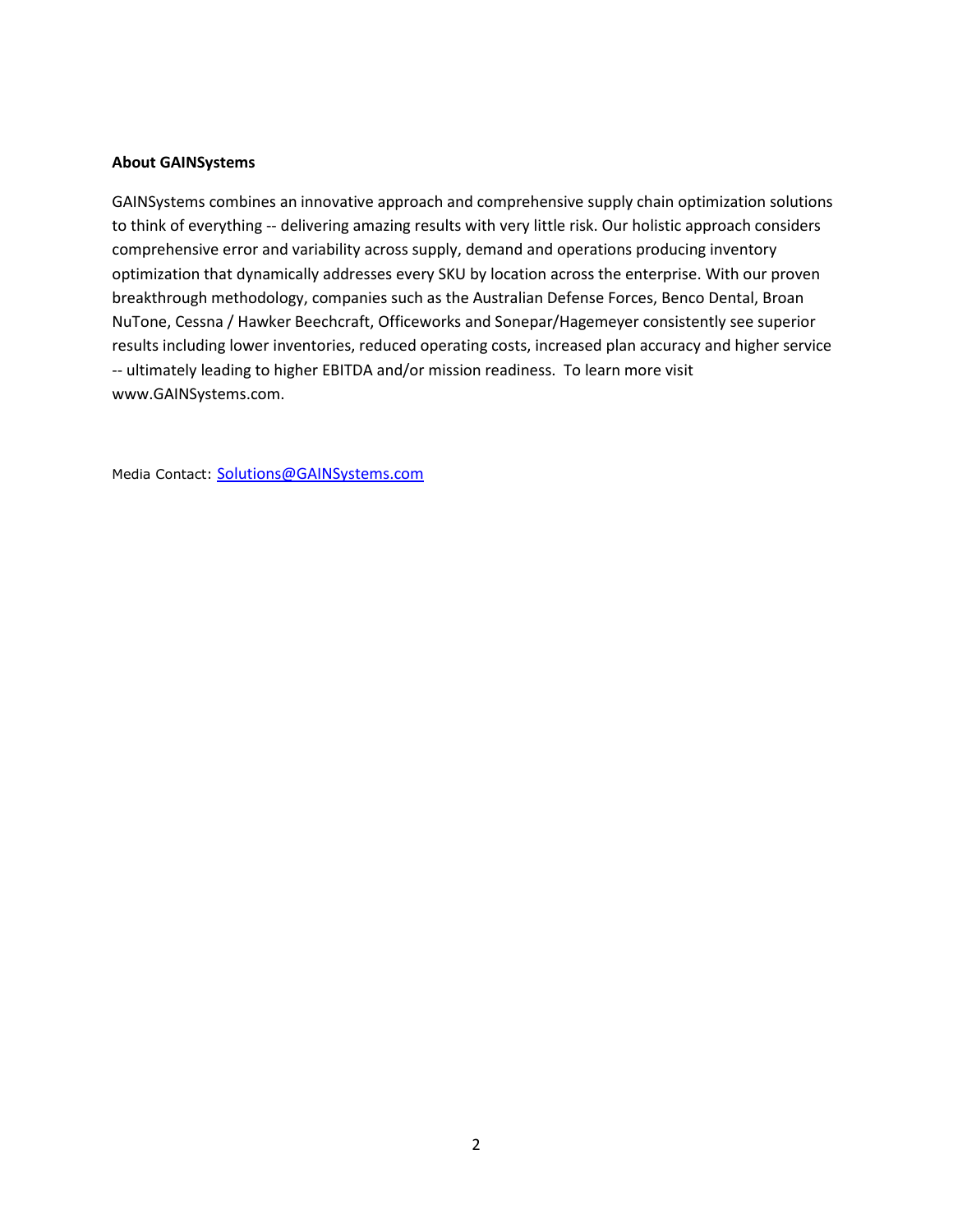**About GAINSystems**

GAINSystems combines an innovative approach and comprehensive supply chain optimization solutions to think of everything -- delivering amazing results with very little risk. Our holistic approach considers comprehensive error and variability across supply, demand and operations producing inventory optimization that dynamically addresses every SKU by location across the enterprise. With our proven breakthrough methodology, companies such as the Australian Defense Forces, Benco Dental, Broan NuTone, Cessna / Hawker Beechcraft, Officeworks and Sonepar/Hagemeyer consistently see superior results including lower inventories, reduced operating costs, increased plan accuracy and higher service -- ultimately leading to higher EBITDA and/or mission readiness. To learn more visit www.GAINSystems.com.

Media Contact: Solutions@GAINSystems.com